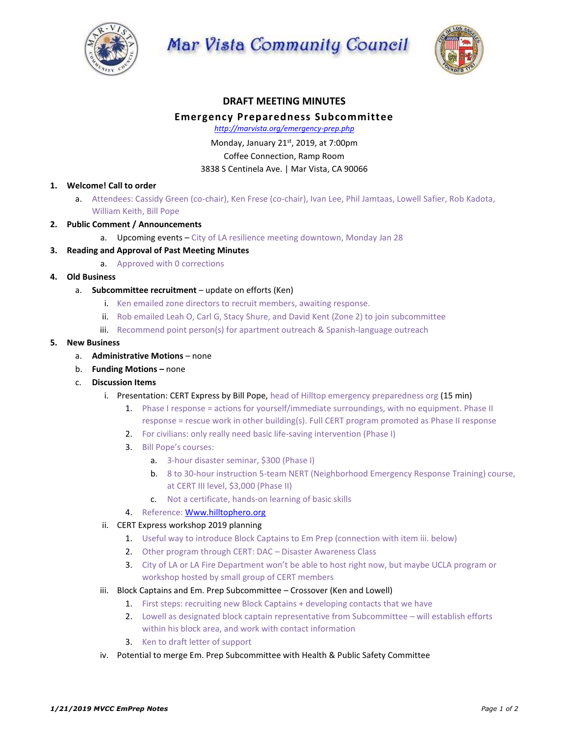# Mar Vista Community Council

## DRAFT MEETING MINUTES

### Emergency Preparedness Subcommittee

*http://marvista.org/emergency-prep.php*

Monday, January 21st, 2019, at 7:00pm
Coffee Connection, Ramp Room
3838 S Centinela Ave. | Mar Vista, CA 90066

1. **Welcome! Call to order**
   a. Attendees: Cassidy Green (co-chair), Ken Frese (co-chair), Ivan Lee, Phil Jamtaas, Lowell Safier, Rob Kadota, William Keith, Bill Pope
2. **Public Comment / Announcements**
   a. Upcoming events – City of LA resilience meeting downtown, Monday Jan 28
3. **Reading and Approval of Past Meeting Minutes**
   a. Approved with 0 corrections
4. **Old Business**
   a. **Subcommittee recruitment** – update on efforts (Ken)
      i. Ken emailed zone directors to recruit members, awaiting response.
      ii. Rob emailed Leah O, Carl G, Stacy Shure, and David Kent (Zone 2) to join subcommittee
      iii. Recommend point person(s) for apartment outreach & Spanish-language outreach
5. **New Business**
   a. **Administrative Motions** – none
   b. **Funding Motions –** none
   c. **Discussion Items**
      i. Presentation: CERT Express by Bill Pope, head of Hilltop emergency preparedness org (15 min)
         1. Phase I response = actions for yourself/immediate surroundings, with no equipment. Phase II response = rescue work in other building(s). Full CERT program promoted as Phase II response
         2. For civilians: only really need basic life-saving intervention (Phase I)
         3. Bill Pope's courses:
            a. 3-hour disaster seminar, $300 (Phase I)
            b. 8 to 30-hour instruction 5-team NERT (Neighborhood Emergency Response Training) course, at CERT III level, $3,000 (Phase II)
            c. Not a certificate, hands-on learning of basic skills
         4. Reference: Www.hilltophero.org
      ii. CERT Express workshop 2019 planning
         1. Useful way to introduce Block Captains to Em Prep (connection with item iii. below)
         2. Other program through CERT: DAC – Disaster Awareness Class
         3. City of LA or LA Fire Department won't be able to host right now, but maybe UCLA program or workshop hosted by small group of CERT members
      iii. Block Captains and Em. Prep Subcommittee – Crossover (Ken and Lowell)
         1. First steps: recruiting new Block Captains + developing contacts that we have
         2. Lowell as designated block captain representative from Subcommittee – will establish efforts within his block area, and work with contact information
         3. Ken to draft letter of support
      iv. Potential to merge Em. Prep Subcommittee with Health & Public Safety Committee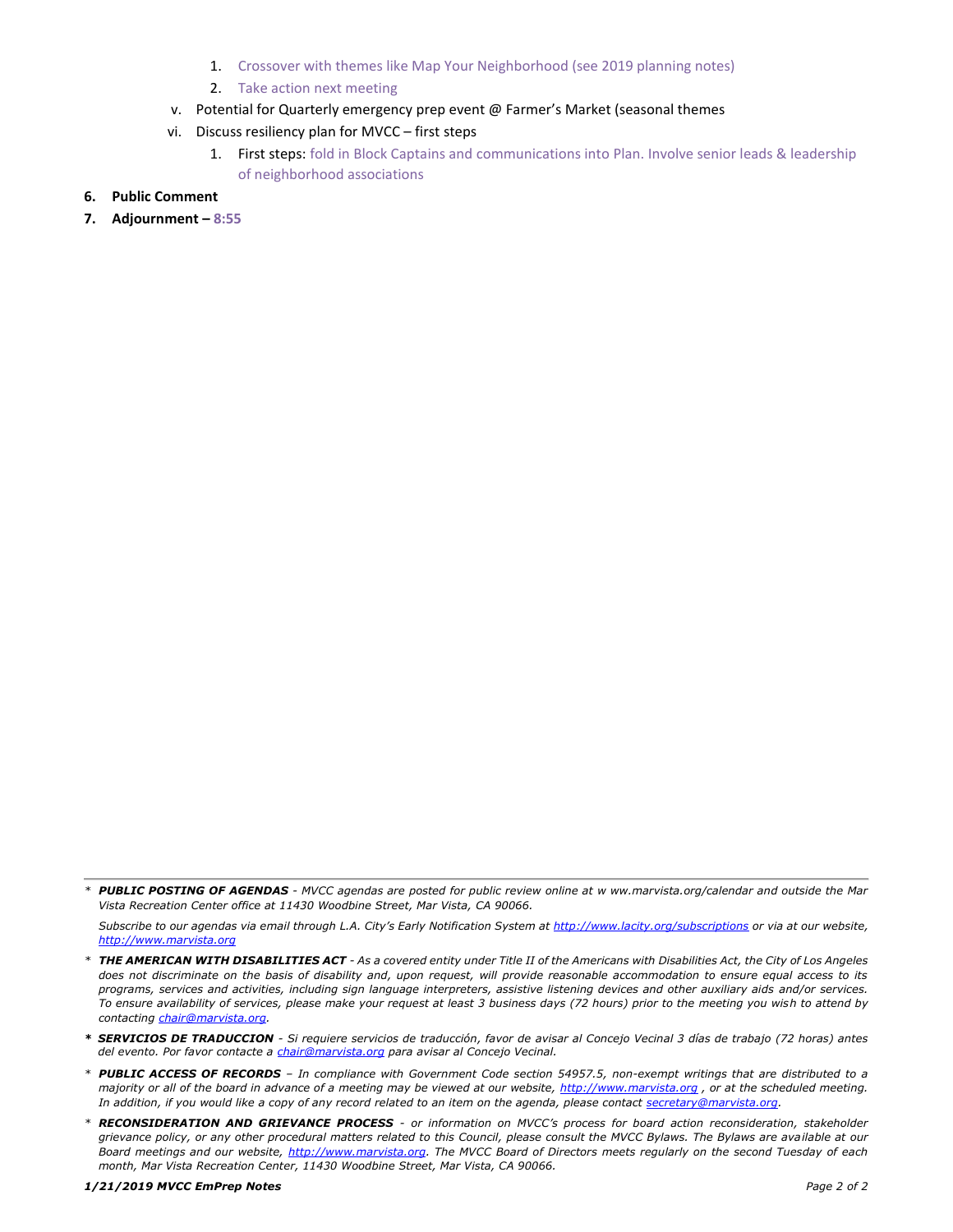1. Crossover with themes like Map Your Neighborhood (see 2019 planning notes)
2. Take action next meeting

v. Potential for Quarterly emergency prep event @ Farmer's Market (seasonal themes

vi. Discuss resiliency plan for MVCC – first steps

1. First steps: fold in Block Captains and communications into Plan. Involve senior leads & leadership of neighborhood associations

**6. Public Comment**

**7. Adjournment – 8:55**

---

\* ***PUBLIC POSTING OF AGENDAS*** *- MVCC agendas are posted for public review online at w ww.marvista.org/calendar and outside the Mar Vista Recreation Center office at 11430 Woodbine Street, Mar Vista, CA 90066.*

*Subscribe to our agendas via email through L.A. City's Early Notification System at http://www.lacity.org/subscriptions or via at our website, http://www.marvista.org*

\* ***THE AMERICAN WITH DISABILITIES ACT*** *- As a covered entity under Title II of the Americans with Disabilities Act, the City of Los Angeles does not discriminate on the basis of disability and, upon request, will provide reasonable accommodation to ensure equal access to its programs, services and activities, including sign language interpreters, assistive listening devices and other auxiliary aids and/or services. To ensure availability of services, please make your request at least 3 business days (72 hours) prior to the meeting you wish to attend by contacting chair@marvista.org.*

\* ***SERVICIOS DE TRADUCCION*** *- Si requiere servicios de traducción, favor de avisar al Concejo Vecinal 3 días de trabajo (72 horas) antes del evento. Por favor contacte a chair@marvista.org para avisar al Concejo Vecinal.*

\* ***PUBLIC ACCESS OF RECORDS*** *– In compliance with Government Code section 54957.5, non-exempt writings that are distributed to a majority or all of the board in advance of a meeting may be viewed at our website, http://www.marvista.org , or at the scheduled meeting. In addition, if you would like a copy of any record related to an item on the agenda, please contact secretary@marvista.org.*

\* ***RECONSIDERATION AND GRIEVANCE PROCESS*** *- or information on MVCC's process for board action reconsideration, stakeholder grievance policy, or any other procedural matters related to this Council, please consult the MVCC Bylaws. The Bylaws are available at our Board meetings and our website, http://www.marvista.org. The MVCC Board of Directors meets regularly on the second Tuesday of each month, Mar Vista Recreation Center, 11430 Woodbine Street, Mar Vista, CA 90066.*